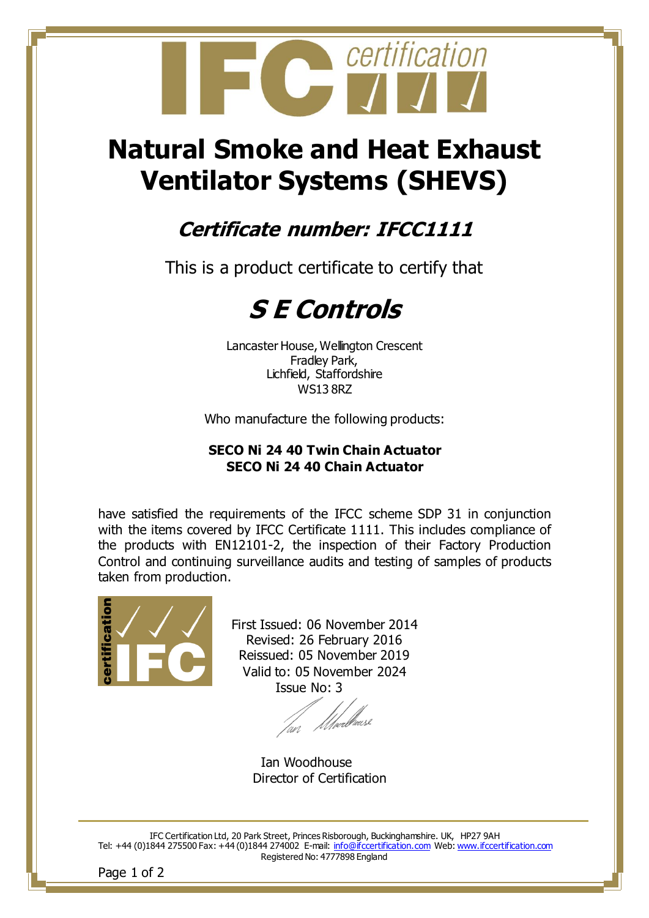# Natural Smoke and Heat Exhaust Ventilator Systems (SHEVS)

## *Certificate number: IFCC1111*

This is a product certificate to certify that

# *S E Controls*

Lancaster House, Wellington Crescent
Fradley Park,
Lichfield, Staffordshire
WS13 8RZ

Who manufacture the following products:

**SECO Ni 24 40 Twin Chain Actuator**
**SECO Ni 24 40 Chain Actuator**

have satisfied the requirements of the IFCC scheme SDP 31 in conjunction with the items covered by IFCC Certificate 1111. This includes compliance of the products with EN12101-2, the inspection of their Factory Production Control and continuing surveillance audits and testing of samples of products taken from production.

First Issued: 06 November 2014
Revised: 26 February 2016
Reissued: 05 November 2019
Valid to: 05 November 2024
Issue No: 3

Ian Woodhouse
Director of Certification

IFC Certification Ltd, 20 Park Street, Princes Risborough, Buckinghamshire. UK, HP27 9AH
Tel: +44 (0)1844 275500 Fax: +44 (0)1844 274002 E-mail: info@ifccertification.com Web: www.ifccertification.com
Registered No: 4777898 England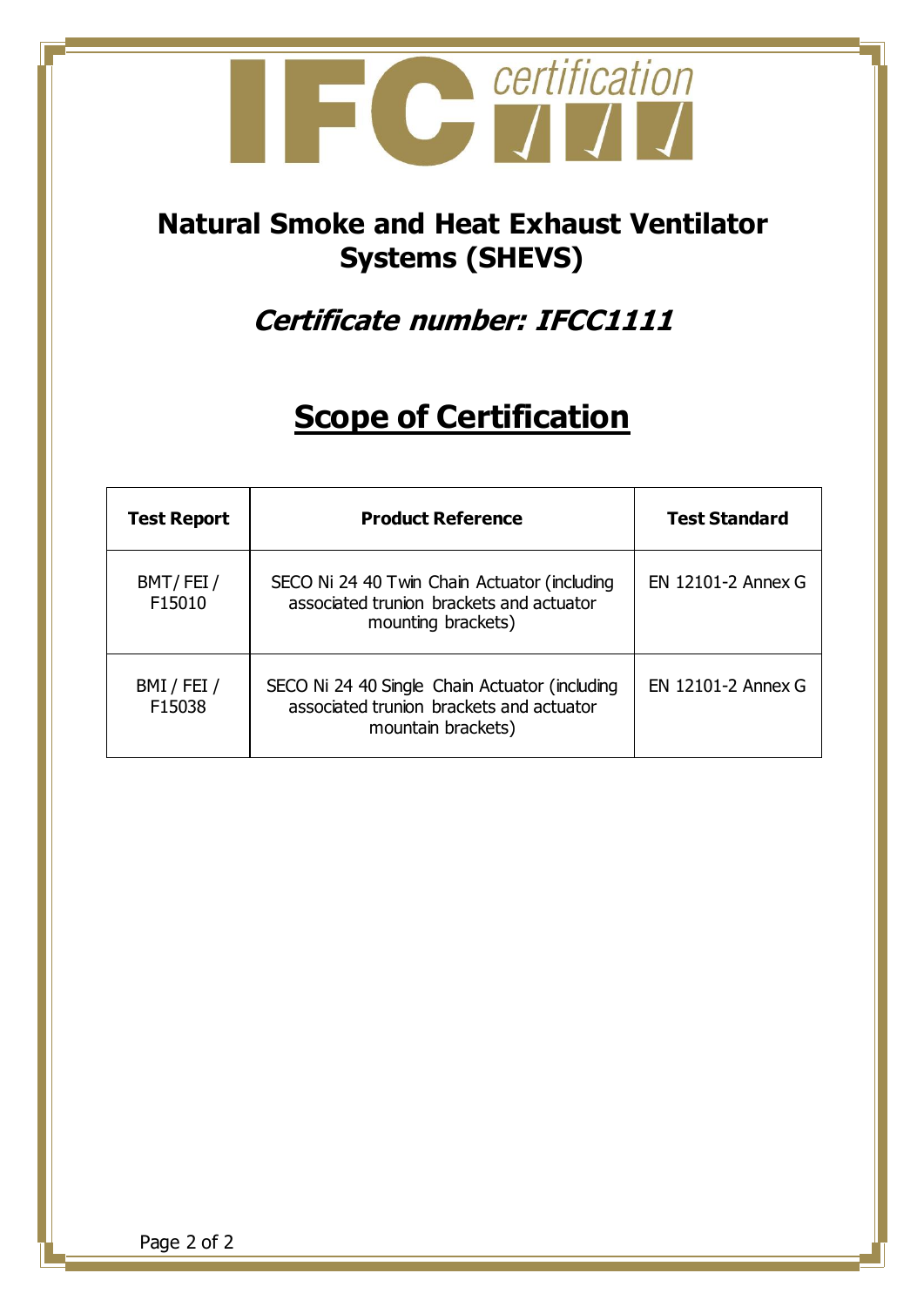# Natural Smoke and Heat Exhaust Ventilator Systems (SHEVS)

## *Certificate number: IFCC1111*

## Scope of Certification

| Test Report | Product Reference | Test Standard |
|---|---|---|
| BMT/ FEI / F15010 | SECO Ni 24 40 Twin Chain Actuator (including associated trunion brackets and actuator mounting brackets) | EN 12101-2 Annex G |
| BMI / FEI / F15038 | SECO Ni 24 40 Single Chain Actuator (including associated trunion brackets and actuator mountain brackets) | EN 12101-2 Annex G |